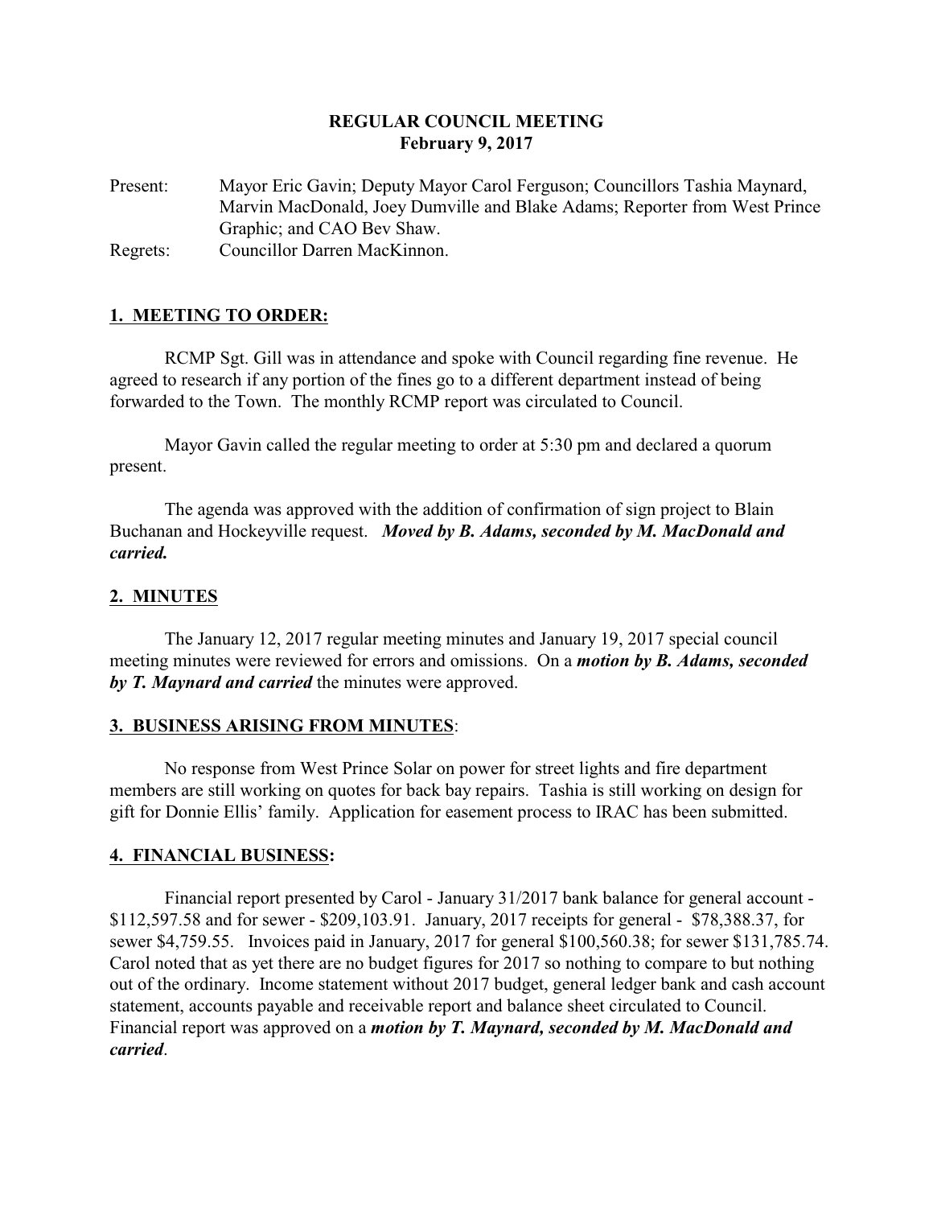# REGULAR COUNCIL MEETING
## February 9, 2017

Present: Mayor Eric Gavin; Deputy Mayor Carol Ferguson; Councillors Tashia Maynard, Marvin MacDonald, Joey Dumville and Blake Adams; Reporter from West Prince Graphic; and CAO Bev Shaw.

Regrets: Councillor Darren MacKinnon.

### 1. MEETING TO ORDER:

RCMP Sgt. Gill was in attendance and spoke with Council regarding fine revenue. He agreed to research if any portion of the fines go to a different department instead of being forwarded to the Town. The monthly RCMP report was circulated to Council.

Mayor Gavin called the regular meeting to order at 5:30 pm and declared a quorum present.

The agenda was approved with the addition of confirmation of sign project to Blain Buchanan and Hockeyville request. ***Moved by B. Adams, seconded by M. MacDonald and carried.***

### 2. MINUTES

The January 12, 2017 regular meeting minutes and January 19, 2017 special council meeting minutes were reviewed for errors and omissions. On a ***motion by B. Adams, seconded by T. Maynard and carried*** the minutes were approved.

### 3. BUSINESS ARISING FROM MINUTES:

No response from West Prince Solar on power for street lights and fire department members are still working on quotes for back bay repairs. Tashia is still working on design for gift for Donnie Ellis' family. Application for easement process to IRAC has been submitted.

### 4. FINANCIAL BUSINESS:

Financial report presented by Carol - January 31/2017 bank balance for general account - $112,597.58 and for sewer - $209,103.91. January, 2017 receipts for general - $78,388.37, for sewer $4,759.55. Invoices paid in January, 2017 for general $100,560.38; for sewer $131,785.74. Carol noted that as yet there are no budget figures for 2017 so nothing to compare to but nothing out of the ordinary. Income statement without 2017 budget, general ledger bank and cash account statement, accounts payable and receivable report and balance sheet circulated to Council. Financial report was approved on a ***motion by T. Maynard, seconded by M. MacDonald and carried***.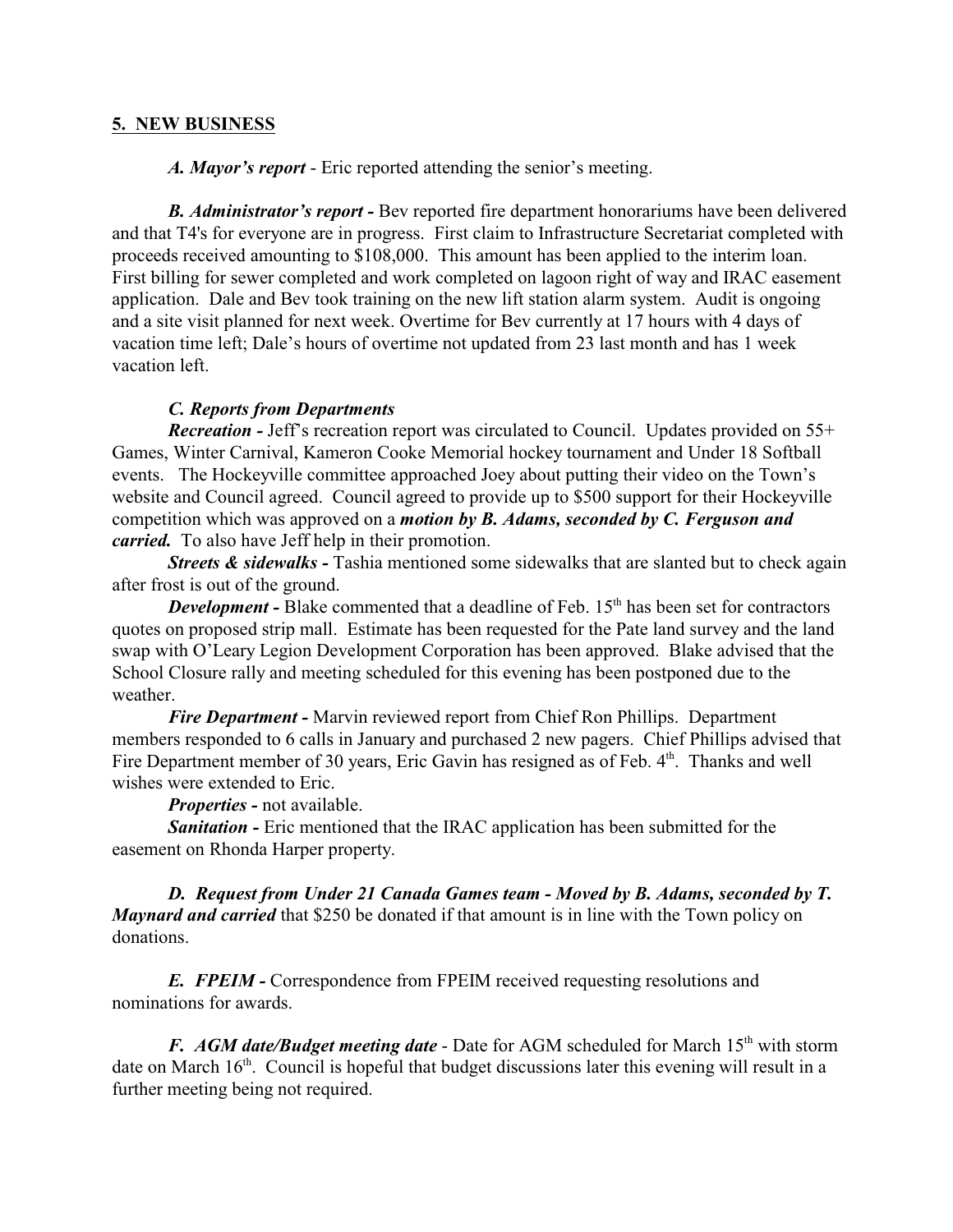## 5. NEW BUSINESS

***A. Mayor's report*** - Eric reported attending the senior's meeting.

***B. Administrator's report -*** Bev reported fire department honorariums have been delivered and that T4's for everyone are in progress. First claim to Infrastructure Secretariat completed with proceeds received amounting to $108,000. This amount has been applied to the interim loan. First billing for sewer completed and work completed on lagoon right of way and IRAC easement application. Dale and Bev took training on the new lift station alarm system. Audit is ongoing and a site visit planned for next week. Overtime for Bev currently at 17 hours with 4 days of vacation time left; Dale's hours of overtime not updated from 23 last month and has 1 week vacation left.

***C. Reports from Departments***

***Recreation -*** Jeff's recreation report was circulated to Council. Updates provided on 55+ Games, Winter Carnival, Kameron Cooke Memorial hockey tournament and Under 18 Softball events. The Hockeyville committee approached Joey about putting their video on the Town's website and Council agreed. Council agreed to provide up to $500 support for their Hockeyville competition which was approved on a ***motion by B. Adams, seconded by C. Ferguson and carried.*** To also have Jeff help in their promotion.

***Streets & sidewalks -*** Tashia mentioned some sidewalks that are slanted but to check again after frost is out of the ground.

***Development -*** Blake commented that a deadline of Feb. 15th has been set for contractors quotes on proposed strip mall. Estimate has been requested for the Pate land survey and the land swap with O'Leary Legion Development Corporation has been approved. Blake advised that the School Closure rally and meeting scheduled for this evening has been postponed due to the weather.

***Fire Department -*** Marvin reviewed report from Chief Ron Phillips. Department members responded to 6 calls in January and purchased 2 new pagers. Chief Phillips advised that Fire Department member of 30 years, Eric Gavin has resigned as of Feb. 4th. Thanks and well wishes were extended to Eric.

***Properties -*** not available.

***Sanitation -*** Eric mentioned that the IRAC application has been submitted for the easement on Rhonda Harper property.

***D. Request from Under 21 Canada Games team - Moved by B. Adams, seconded by T. Maynard and carried*** that $250 be donated if that amount is in line with the Town policy on donations.

***E. FPEIM -*** Correspondence from FPEIM received requesting resolutions and nominations for awards.

***F. AGM date/Budget meeting date*** - Date for AGM scheduled for March 15th with storm date on March 16th. Council is hopeful that budget discussions later this evening will result in a further meeting being not required.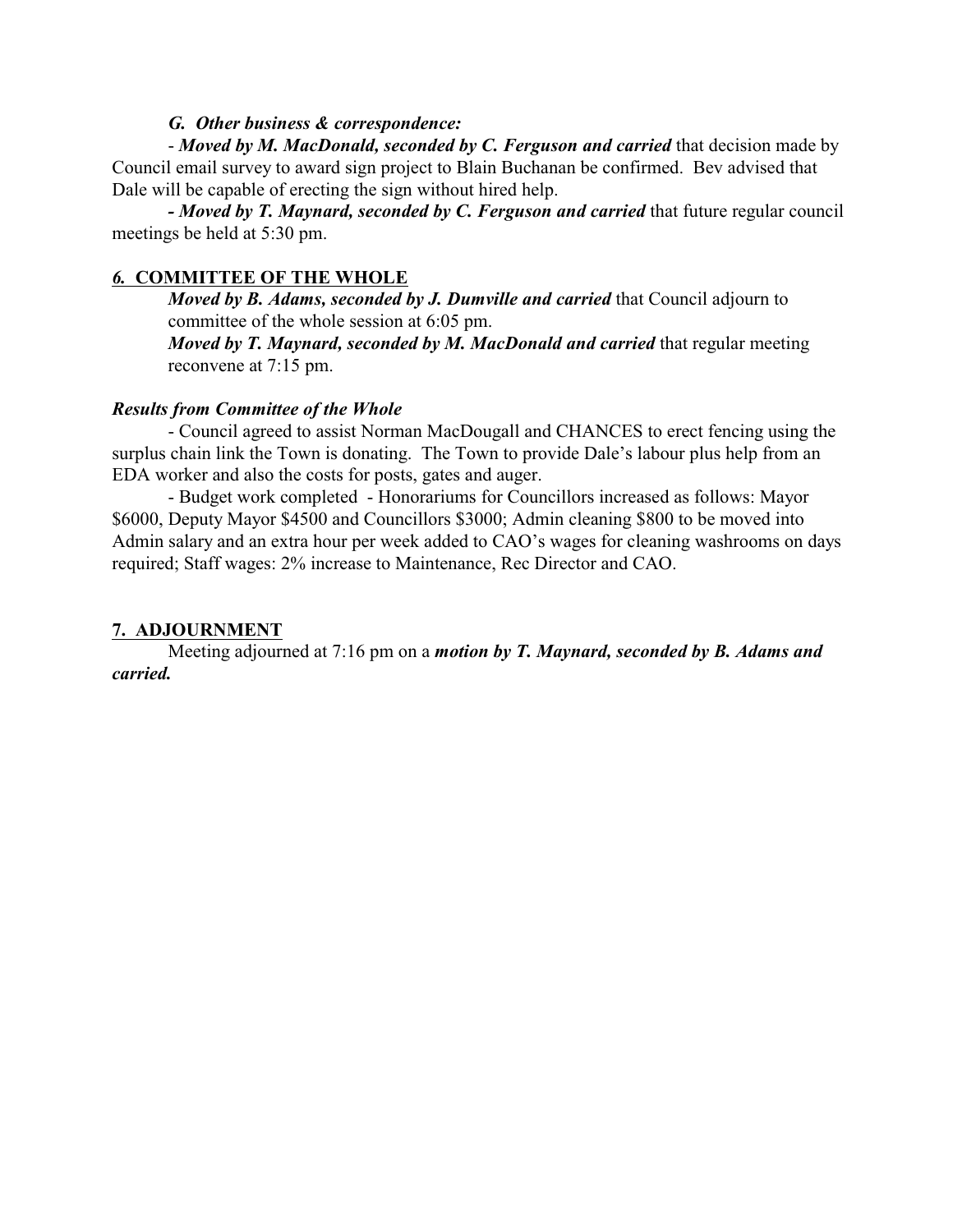*G. Other business & correspondence:*

- ***Moved by M. MacDonald, seconded by C. Ferguson and carried*** that decision made by Council email survey to award sign project to Blain Buchanan be confirmed. Bev advised that Dale will be capable of erecting the sign without hired help.

- ***Moved by T. Maynard, seconded by C. Ferguson and carried*** that future regular council meetings be held at 5:30 pm.

## *6.* COMMITTEE OF THE WHOLE

***Moved by B. Adams, seconded by J. Dumville and carried*** that Council adjourn to committee of the whole session at 6:05 pm.

***Moved by T. Maynard, seconded by M. MacDonald and carried*** that regular meeting reconvene at 7:15 pm.

***Results from Committee of the Whole***

- Council agreed to assist Norman MacDougall and CHANCES to erect fencing using the surplus chain link the Town is donating. The Town to provide Dale's labour plus help from an EDA worker and also the costs for posts, gates and auger.

- Budget work completed - Honorariums for Councillors increased as follows: Mayor $6000, Deputy Mayor $4500 and Councillors $3000; Admin cleaning $800 to be moved into Admin salary and an extra hour per week added to CAO's wages for cleaning washrooms on days required; Staff wages: 2% increase to Maintenance, Rec Director and CAO.

## 7. ADJOURNMENT

Meeting adjourned at 7:16 pm on a ***motion by T. Maynard, seconded by B. Adams and carried.***